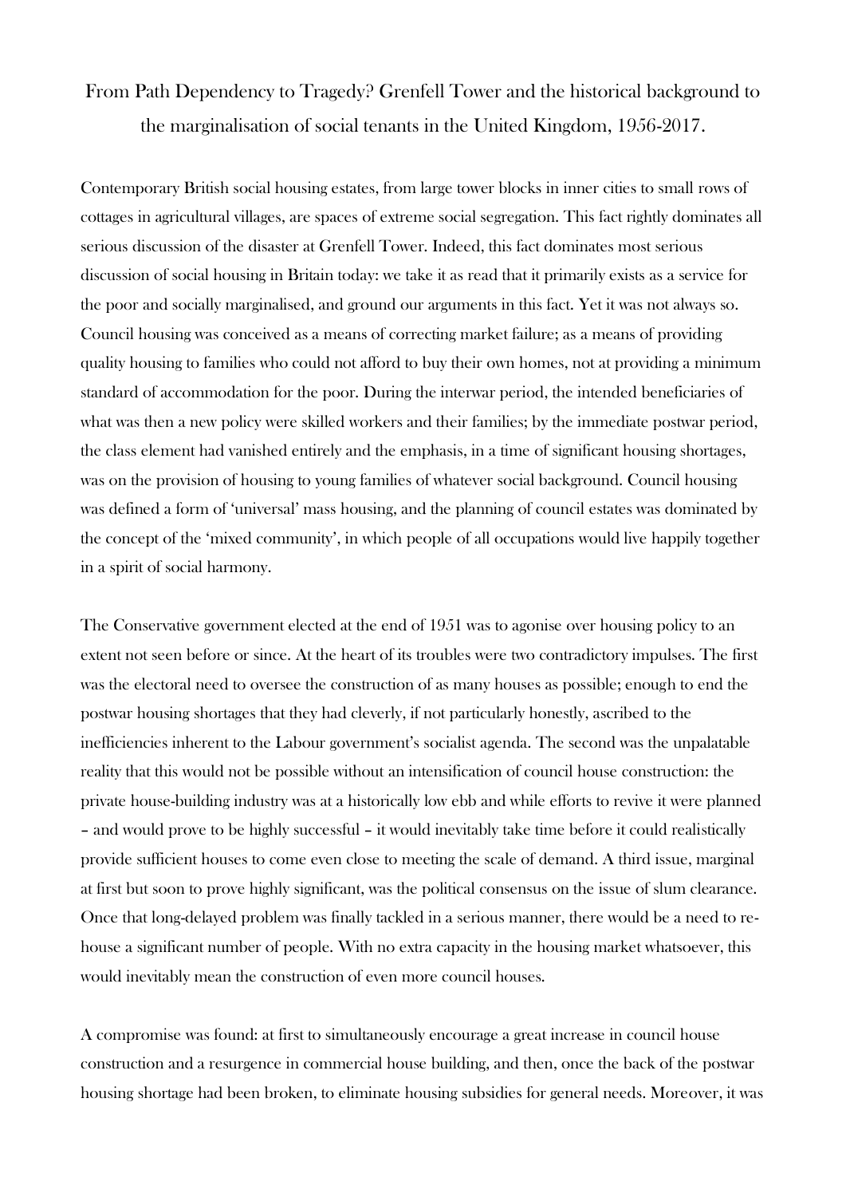# From Path Dependency to Tragedy? Grenfell Tower and the historical background to the marginalisation of social tenants in the United Kingdom, 1956-2017.

Contemporary British social housing estates, from large tower blocks in inner cities to small rows of cottages in agricultural villages, are spaces of extreme social segregation. This fact rightly dominates all serious discussion of the disaster at Grenfell Tower. Indeed, this fact dominates most serious discussion of social housing in Britain today: we take it as read that it primarily exists as a service for the poor and socially marginalised, and ground our arguments in this fact. Yet it was not always so. Council housing was conceived as a means of correcting market failure; as a means of providing quality housing to families who could not afford to buy their own homes, not at providing a minimum standard of accommodation for the poor. During the interwar period, the intended beneficiaries of what was then a new policy were skilled workers and their families; by the immediate postwar period, the class element had vanished entirely and the emphasis, in a time of significant housing shortages, was on the provision of housing to young families of whatever social background. Council housing was defined a form of 'universal' mass housing, and the planning of council estates was dominated by the concept of the 'mixed community', in which people of all occupations would live happily together in a spirit of social harmony.

The Conservative government elected at the end of 1951 was to agonise over housing policy to an extent not seen before or since. At the heart of its troubles were two contradictory impulses. The first was the electoral need to oversee the construction of as many houses as possible; enough to end the postwar housing shortages that they had cleverly, if not particularly honestly, ascribed to the inefficiencies inherent to the Labour government's socialist agenda. The second was the unpalatable reality that this would not be possible without an intensification of council house construction: the private house-building industry was at a historically low ebb and while efforts to revive it were planned – and would prove to be highly successful – it would inevitably take time before it could realistically provide sufficient houses to come even close to meeting the scale of demand. A third issue, marginal at first but soon to prove highly significant, was the political consensus on the issue of slum clearance. Once that long-delayed problem was finally tackled in a serious manner, there would be a need to re-house a significant number of people. With no extra capacity in the housing market whatsoever, this would inevitably mean the construction of even more council houses.

A compromise was found: at first to simultaneously encourage a great increase in council house construction and a resurgence in commercial house building, and then, once the back of the postwar housing shortage had been broken, to eliminate housing subsidies for general needs. Moreover, it was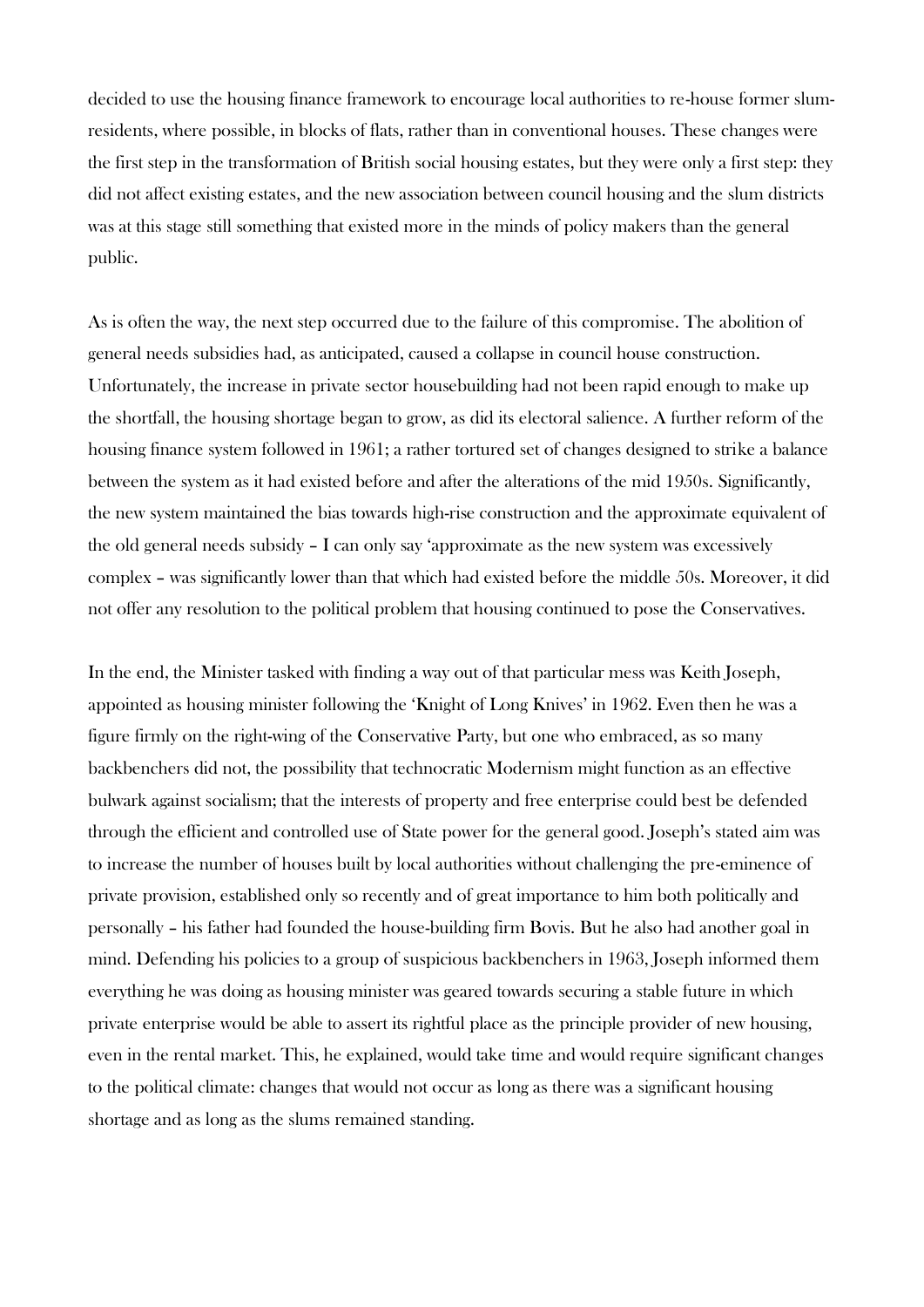decided to use the housing finance framework to encourage local authorities to re-house former slum-residents, where possible, in blocks of flats, rather than in conventional houses. These changes were the first step in the transformation of British social housing estates, but they were only a first step: they did not affect existing estates, and the new association between council housing and the slum districts was at this stage still something that existed more in the minds of policy makers than the general public.

As is often the way, the next step occurred due to the failure of this compromise. The abolition of general needs subsidies had, as anticipated, caused a collapse in council house construction. Unfortunately, the increase in private sector housebuilding had not been rapid enough to make up the shortfall, the housing shortage began to grow, as did its electoral salience. A further reform of the housing finance system followed in 1961; a rather tortured set of changes designed to strike a balance between the system as it had existed before and after the alterations of the mid 1950s. Significantly, the new system maintained the bias towards high-rise construction and the approximate equivalent of the old general needs subsidy – I can only say 'approximate as the new system was excessively complex – was significantly lower than that which had existed before the middle 50s. Moreover, it did not offer any resolution to the political problem that housing continued to pose the Conservatives.

In the end, the Minister tasked with finding a way out of that particular mess was Keith Joseph, appointed as housing minister following the 'Knight of Long Knives' in 1962. Even then he was a figure firmly on the right-wing of the Conservative Party, but one who embraced, as so many backbenchers did not, the possibility that technocratic Modernism might function as an effective bulwark against socialism; that the interests of property and free enterprise could best be defended through the efficient and controlled use of State power for the general good. Joseph's stated aim was to increase the number of houses built by local authorities without challenging the pre-eminence of private provision, established only so recently and of great importance to him both politically and personally – his father had founded the house-building firm Bovis. But he also had another goal in mind. Defending his policies to a group of suspicious backbenchers in 1963, Joseph informed them everything he was doing as housing minister was geared towards securing a stable future in which private enterprise would be able to assert its rightful place as the principle provider of new housing, even in the rental market. This, he explained, would take time and would require significant changes to the political climate: changes that would not occur as long as there was a significant housing shortage and as long as the slums remained standing.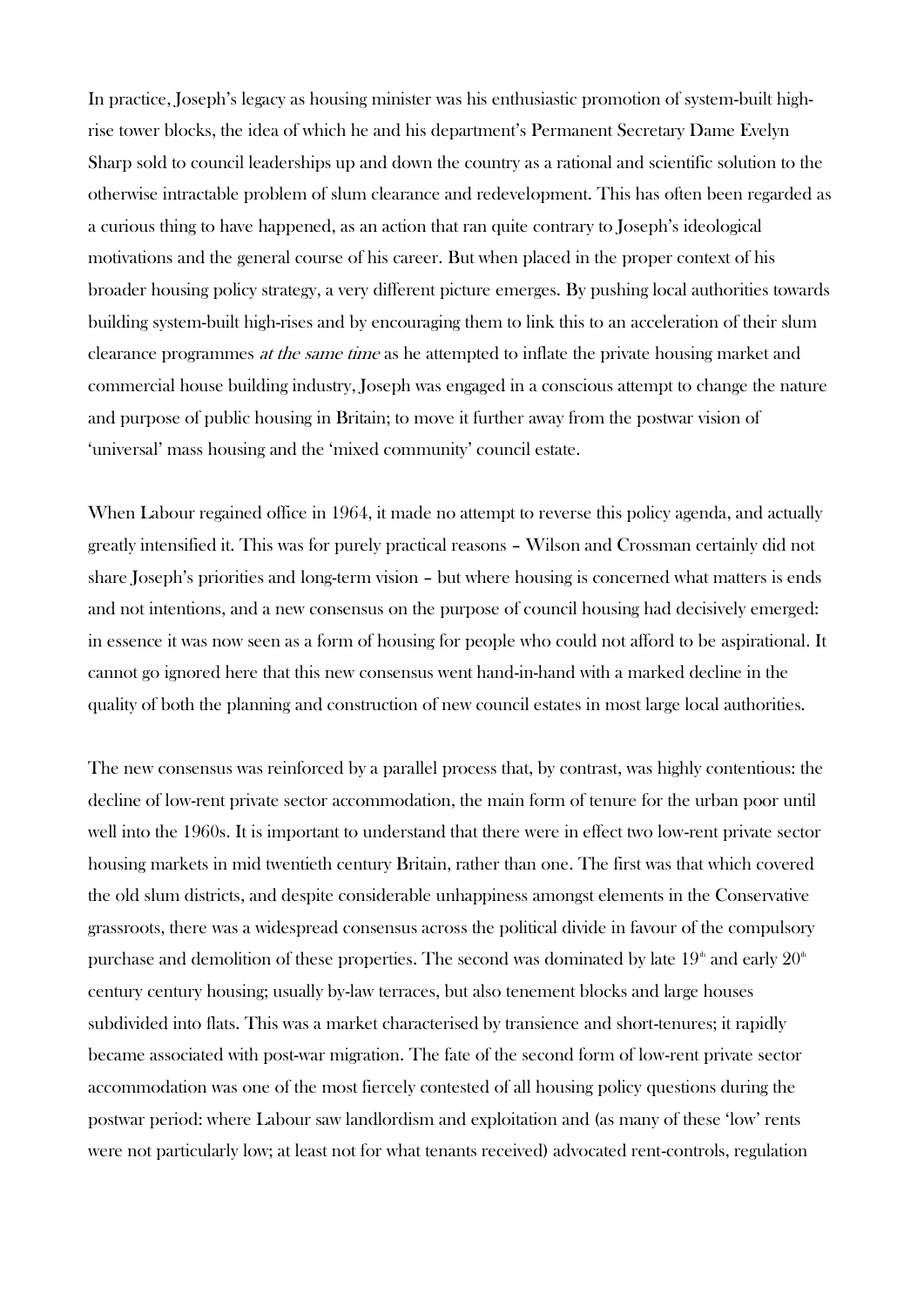In practice, Joseph's legacy as housing minister was his enthusiastic promotion of system-built high-rise tower blocks, the idea of which he and his department's Permanent Secretary Dame Evelyn Sharp sold to council leaderships up and down the country as a rational and scientific solution to the otherwise intractable problem of slum clearance and redevelopment. This has often been regarded as a curious thing to have happened, as an action that ran quite contrary to Joseph's ideological motivations and the general course of his career. But when placed in the proper context of his broader housing policy strategy, a very different picture emerges. By pushing local authorities towards building system-built high-rises and by encouraging them to link this to an acceleration of their slum clearance programmes *at the same time* as he attempted to inflate the private housing market and commercial house building industry, Joseph was engaged in a conscious attempt to change the nature and purpose of public housing in Britain; to move it further away from the postwar vision of 'universal' mass housing and the 'mixed community' council estate.

When Labour regained office in 1964, it made no attempt to reverse this policy agenda, and actually greatly intensified it. This was for purely practical reasons – Wilson and Crossman certainly did not share Joseph's priorities and long-term vision – but where housing is concerned what matters is ends and not intentions, and a new consensus on the purpose of council housing had decisively emerged: in essence it was now seen as a form of housing for people who could not afford to be aspirational. It cannot go ignored here that this new consensus went hand-in-hand with a marked decline in the quality of both the planning and construction of new council estates in most large local authorities.

The new consensus was reinforced by a parallel process that, by contrast, was highly contentious: the decline of low-rent private sector accommodation, the main form of tenure for the urban poor until well into the 1960s. It is important to understand that there were in effect two low-rent private sector housing markets in mid twentieth century Britain, rather than one. The first was that which covered the old slum districts, and despite considerable unhappiness amongst elements in the Conservative grassroots, there was a widespread consensus across the political divide in favour of the compulsory purchase and demolition of these properties. The second was dominated by late 19th and early 20th century century housing; usually by-law terraces, but also tenement blocks and large houses subdivided into flats. This was a market characterised by transience and short-tenures; it rapidly became associated with post-war migration. The fate of the second form of low-rent private sector accommodation was one of the most fiercely contested of all housing policy questions during the postwar period: where Labour saw landlordism and exploitation and (as many of these 'low' rents were not particularly low; at least not for what tenants received) advocated rent-controls, regulation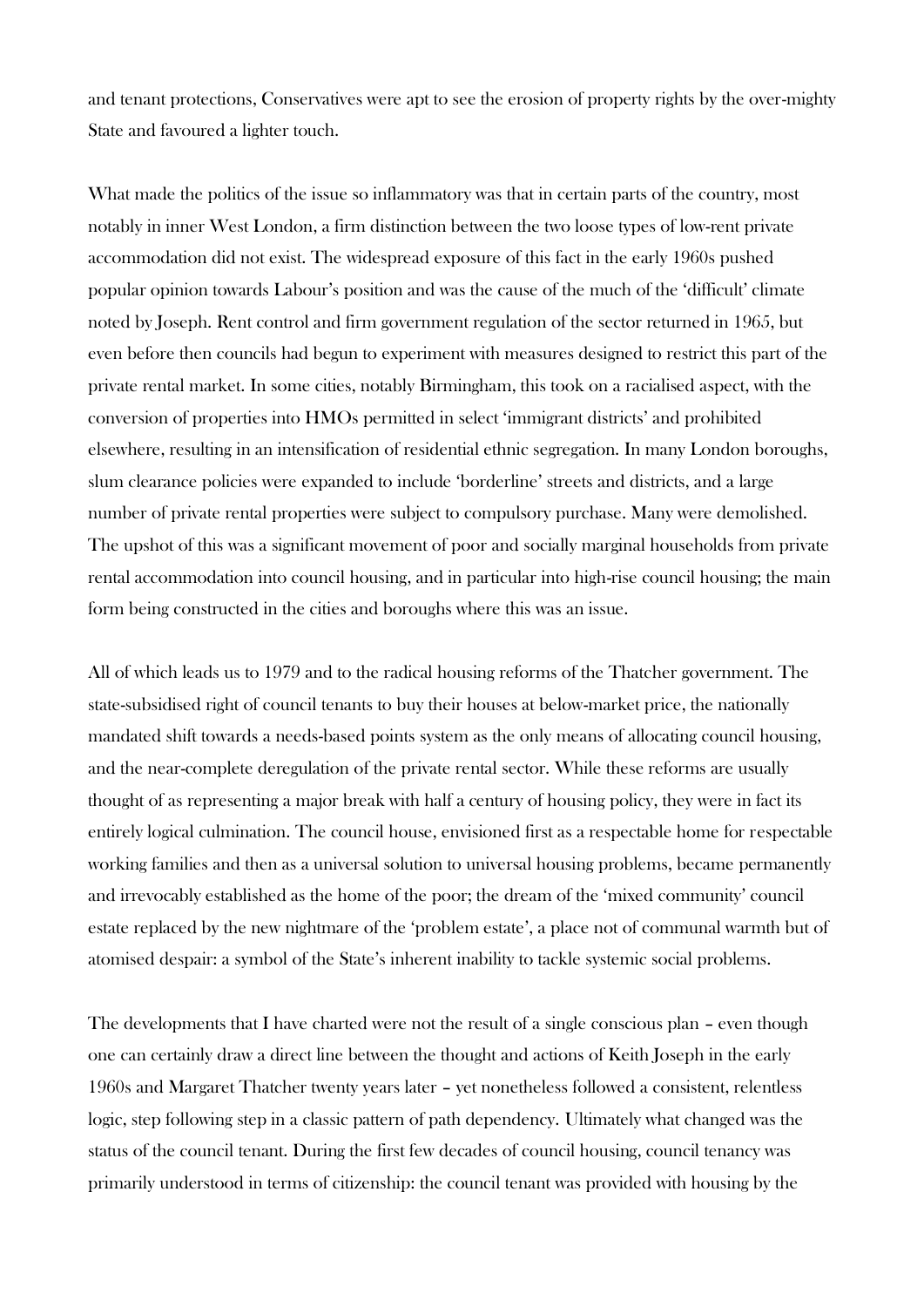and tenant protections, Conservatives were apt to see the erosion of property rights by the over-mighty State and favoured a lighter touch.

What made the politics of the issue so inflammatory was that in certain parts of the country, most notably in inner West London, a firm distinction between the two loose types of low-rent private accommodation did not exist. The widespread exposure of this fact in the early 1960s pushed popular opinion towards Labour's position and was the cause of the much of the 'difficult' climate noted by Joseph. Rent control and firm government regulation of the sector returned in 1965, but even before then councils had begun to experiment with measures designed to restrict this part of the private rental market. In some cities, notably Birmingham, this took on a racialised aspect, with the conversion of properties into HMOs permitted in select 'immigrant districts' and prohibited elsewhere, resulting in an intensification of residential ethnic segregation. In many London boroughs, slum clearance policies were expanded to include 'borderline' streets and districts, and a large number of private rental properties were subject to compulsory purchase. Many were demolished. The upshot of this was a significant movement of poor and socially marginal households from private rental accommodation into council housing, and in particular into high-rise council housing; the main form being constructed in the cities and boroughs where this was an issue.

All of which leads us to 1979 and to the radical housing reforms of the Thatcher government. The state-subsidised right of council tenants to buy their houses at below-market price, the nationally mandated shift towards a needs-based points system as the only means of allocating council housing, and the near-complete deregulation of the private rental sector. While these reforms are usually thought of as representing a major break with half a century of housing policy, they were in fact its entirely logical culmination. The council house, envisioned first as a respectable home for respectable working families and then as a universal solution to universal housing problems, became permanently and irrevocably established as the home of the poor; the dream of the 'mixed community' council estate replaced by the new nightmare of the 'problem estate', a place not of communal warmth but of atomised despair: a symbol of the State's inherent inability to tackle systemic social problems.

The developments that I have charted were not the result of a single conscious plan – even though one can certainly draw a direct line between the thought and actions of Keith Joseph in the early 1960s and Margaret Thatcher twenty years later – yet nonetheless followed a consistent, relentless logic, step following step in a classic pattern of path dependency. Ultimately what changed was the status of the council tenant. During the first few decades of council housing, council tenancy was primarily understood in terms of citizenship: the council tenant was provided with housing by the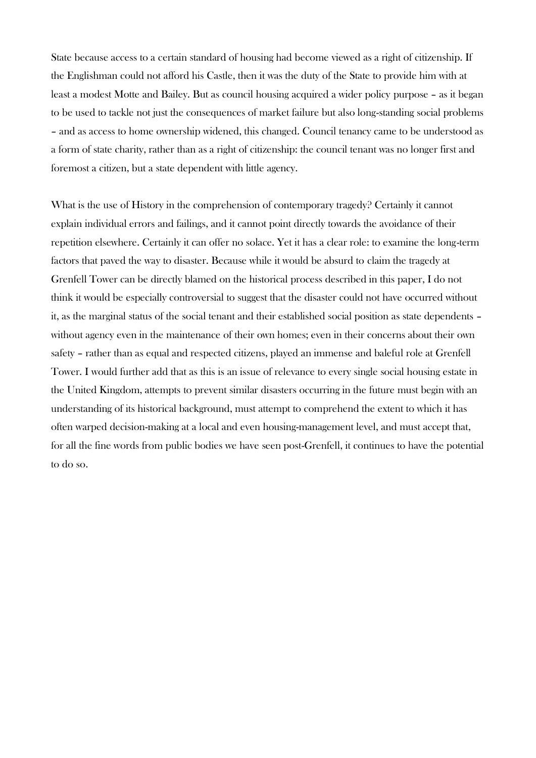State because access to a certain standard of housing had become viewed as a right of citizenship. If the Englishman could not afford his Castle, then it was the duty of the State to provide him with at least a modest Motte and Bailey. But as council housing acquired a wider policy purpose – as it began to be used to tackle not just the consequences of market failure but also long-standing social problems – and as access to home ownership widened, this changed. Council tenancy came to be understood as a form of state charity, rather than as a right of citizenship: the council tenant was no longer first and foremost a citizen, but a state dependent with little agency.

What is the use of History in the comprehension of contemporary tragedy? Certainly it cannot explain individual errors and failings, and it cannot point directly towards the avoidance of their repetition elsewhere. Certainly it can offer no solace. Yet it has a clear role: to examine the long-term factors that paved the way to disaster. Because while it would be absurd to claim the tragedy at Grenfell Tower can be directly blamed on the historical process described in this paper, I do not think it would be especially controversial to suggest that the disaster could not have occurred without it, as the marginal status of the social tenant and their established social position as state dependents – without agency even in the maintenance of their own homes; even in their concerns about their own safety – rather than as equal and respected citizens, played an immense and baleful role at Grenfell Tower. I would further add that as this is an issue of relevance to every single social housing estate in the United Kingdom, attempts to prevent similar disasters occurring in the future must begin with an understanding of its historical background, must attempt to comprehend the extent to which it has often warped decision-making at a local and even housing-management level, and must accept that, for all the fine words from public bodies we have seen post-Grenfell, it continues to have the potential to do so.